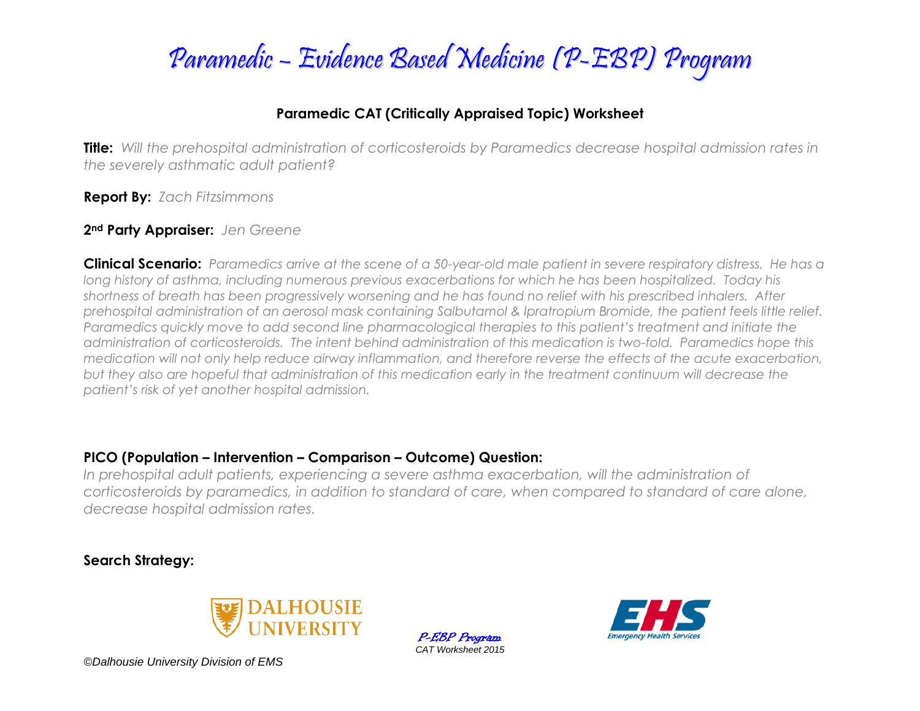# Paramedic – Evidence Based Medicine (P-EBP) Program

## Paramedic CAT (Critically Appraised Topic) Worksheet

**Title:** *Will the prehospital administration of corticosteroids by Paramedics decrease hospital admission rates in the severely asthmatic adult patient?*

**Report By:** *Zach Fitzsimmons*

**2nd Party Appraiser:** *Jen Greene*

**Clinical Scenario:** *Paramedics arrive at the scene of a 50-year-old male patient in severe respiratory distress. He has a long history of asthma, including numerous previous exacerbations for which he has been hospitalized. Today his shortness of breath has been progressively worsening and he has found no relief with his prescribed inhalers. After prehospital administration of an aerosol mask containing Salbutamol & Ipratropium Bromide, the patient feels little relief. Paramedics quickly move to add second line pharmacological therapies to this patient's treatment and initiate the administration of corticosteroids. The intent behind administration of this medication is two-fold. Paramedics hope this medication will not only help reduce airway inflammation, and therefore reverse the effects of the acute exacerbation, but they also are hopeful that administration of this medication early in the treatment continuum will decrease the patient's risk of yet another hospital admission.*

**PICO (Population – Intervention – Comparison – Outcome) Question:**

*In prehospital adult patients, experiencing a severe asthma exacerbation, will the administration of corticosteroids by paramedics, in addition to standard of care, when compared to standard of care alone, decrease hospital admission rates.*

**Search Strategy:**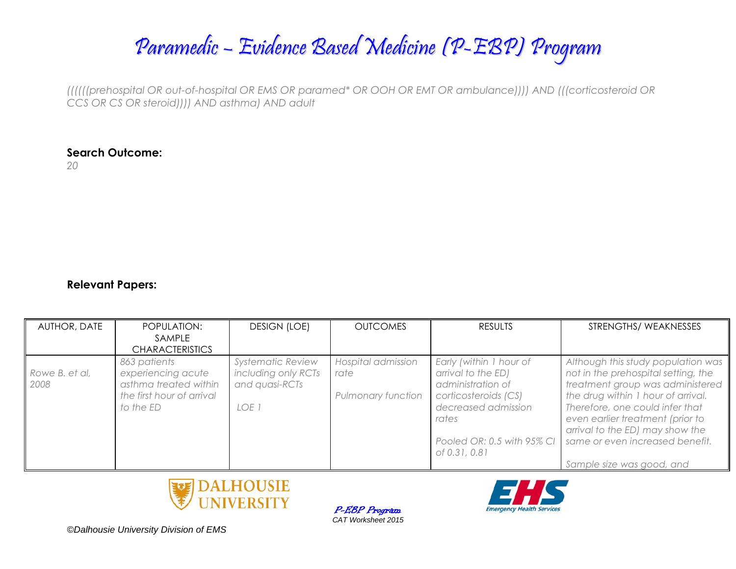*((((((prehospital OR out-of-hospital OR EMS OR paramed* OR OOH OR EMT OR ambulance)))) AND (((corticosteroid OR CCS OR CS OR steroid)))) AND asthma) AND adult*

**Search Outcome:**

*20*

**Relevant Papers:**

| AUTHOR, DATE | POPULATION: SAMPLE CHARACTERISTICS | DESIGN (LOE) | OUTCOMES | RESULTS | STRENGTHS/ WEAKNESSES |
|---|---|---|---|---|---|
| *Rowe B. et al, 2008* | *863 patients experiencing acute asthma treated within the first hour of arrival to the ED* | *Systematic Review including only RCTs and quasi-RCTs*<br><br>*LOE 1* | *Hospital admission rate*<br><br>*Pulmonary function* | *Early (within 1 hour of arrival to the ED) administration of corticosteroids (CS) decreased admission rates*<br><br>*Pooled OR: 0.5 with 95% CI of 0.31, 0.81* | *Although this study population was not in the prehospital setting, the treatment group was administered the drug within 1 hour of arrival. Therefore, one could infer that even earlier treatment (prior to arrival to the ED) may show the same or even increased benefit.*<br><br>*Sample size was good, and* |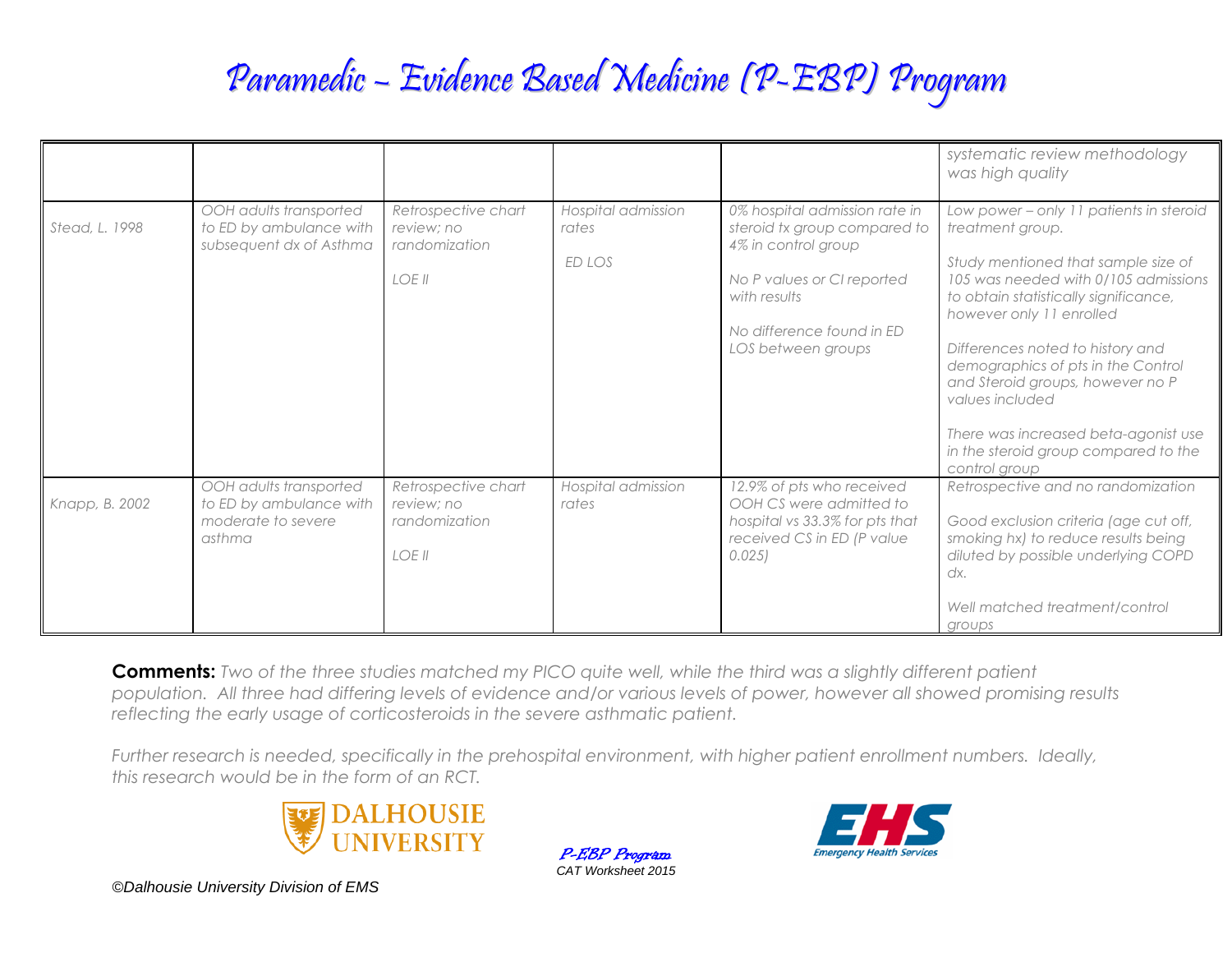# Paramedic – Evidence Based Medicine (P-EBP) Program

| | | | | | |
|---|---|---|---|---|---|
| | | | | | *systematic review methodology was high quality* |
| *Stead, L. 1998* | *OOH adults transported to ED by ambulance with subsequent dx of Asthma* | *Retrospective chart review; no randomization*<br><br>*LOE II* | *Hospital admission rates*<br><br>*ED LOS* | *0% hospital admission rate in steroid tx group compared to 4% in control group*<br><br>*No P values or CI reported with results*<br><br>*No difference found in ED LOS between groups* | *Low power – only 11 patients in steroid treatment group.*<br><br>*Study mentioned that sample size of 105 was needed with 0/105 admissions to obtain statistically significance, however only 11 enrolled*<br><br>*Differences noted to history and demographics of pts in the Control and Steroid groups, however no P values included*<br><br>*There was increased beta-agonist use in the steroid group compared to the control group* |
| *Knapp, B. 2002* | *OOH adults transported to ED by ambulance with moderate to severe asthma* | *Retrospective chart review; no randomization*<br><br>*LOE II* | *Hospital admission rates* | *12.9% of pts who received OOH CS were admitted to hospital vs 33.3% for pts that received CS in ED (P value 0.025)* | *Retrospective and no randomization*<br><br>*Good exclusion criteria (age cut off, smoking hx) to reduce results being diluted by possible underlying COPD dx.*<br><br>*Well matched treatment/control groups* |

**Comments:** *Two of the three studies matched my PICO quite well, while the third was a slightly different patient population. All three had differing levels of evidence and/or various levels of power, however all showed promising results reflecting the early usage of corticosteroids in the severe asthmatic patient.*

*Further research is needed, specifically in the prehospital environment, with higher patient enrollment numbers. Ideally, this research would be in the form of an RCT.*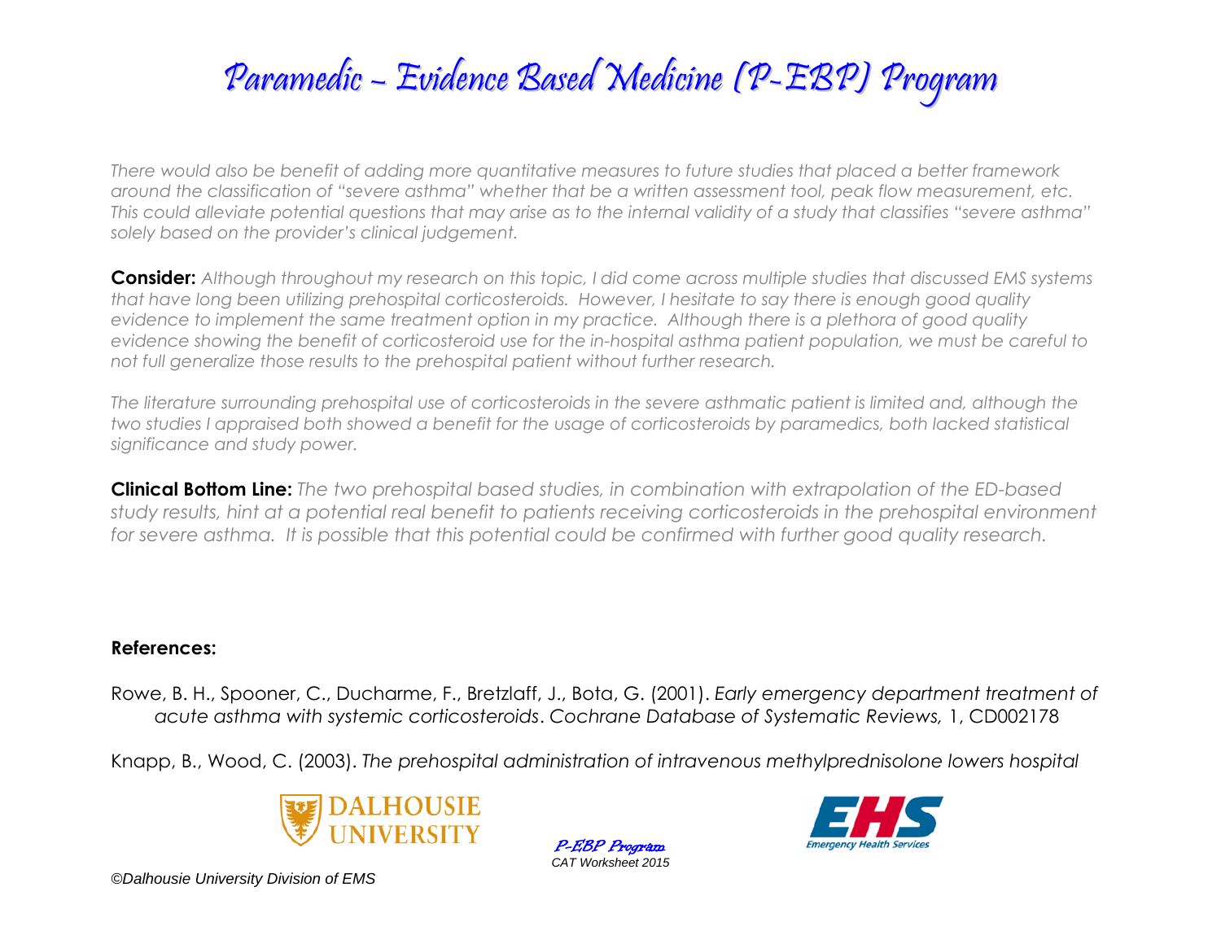*There would also be benefit of adding more quantitative measures to future studies that placed a better framework around the classification of "severe asthma" whether that be a written assessment tool, peak flow measurement, etc. This could alleviate potential questions that may arise as to the internal validity of a study that classifies "severe asthma" solely based on the provider's clinical judgement.*

**Consider:** *Although throughout my research on this topic, I did come across multiple studies that discussed EMS systems that have long been utilizing prehospital corticosteroids. However, I hesitate to say there is enough good quality evidence to implement the same treatment option in my practice. Although there is a plethora of good quality evidence showing the benefit of corticosteroid use for the in-hospital asthma patient population, we must be careful to not full generalize those results to the prehospital patient without further research.*

*The literature surrounding prehospital use of corticosteroids in the severe asthmatic patient is limited and, although the two studies I appraised both showed a benefit for the usage of corticosteroids by paramedics, both lacked statistical significance and study power.*

**Clinical Bottom Line:** *The two prehospital based studies, in combination with extrapolation of the ED-based study results, hint at a potential real benefit to patients receiving corticosteroids in the prehospital environment for severe asthma. It is possible that this potential could be confirmed with further good quality research.*

**References:**

Rowe, B. H., Spooner, C., Ducharme, F., Bretzlaff, J., Bota, G. (2001). *Early emergency department treatment of acute asthma with systemic corticosteroids*. *Cochrane Database of Systematic Reviews,* 1, CD002178

Knapp, B., Wood, C. (2003). *The prehospital administration of intravenous methylprednisolone lowers hospital*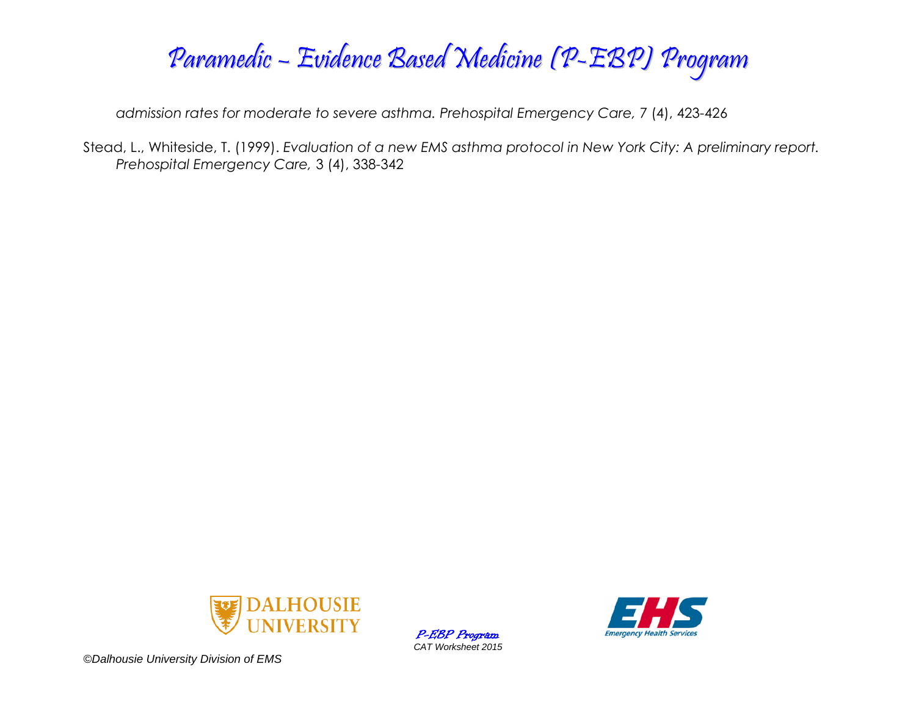*admission rates for moderate to severe asthma. Prehospital Emergency Care, 7* (4), 423-426

Stead, L., Whiteside, T. (1999). *Evaluation of a new EMS asthma protocol in New York City: A preliminary report. Prehospital Emergency Care,* 3 (4), 338-342